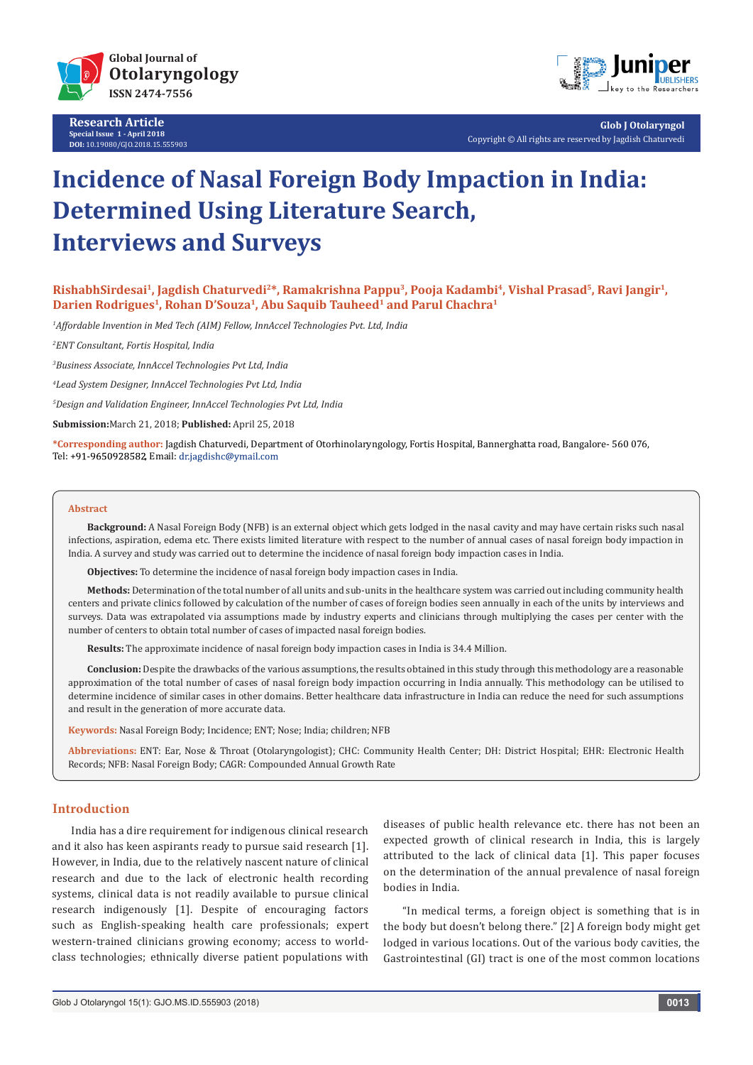Research Article
Special Issue 1 - April 2018
DOI: 10.19080/GJO.2018.15.555903

Copyright © All rights are reserved by Jagdish Chaturvedi

# Incidence of Nasal Foreign Body Impaction in India: Determined Using Literature Search, Interviews and Surveys

**RishabhSirdesai[1], Jagdish Chaturvedi[2]*, Ramakrishna Pappu[3], Pooja Kadambi[4], Vishal Prasad[5], Ravi Jangir[1], Darien Rodrigues[1], Rohan D'Souza[1], Abu Saquib Tauheed[1] and Parul Chachra[1]**

[1]*Affordable Invention in Med Tech (AIM) Fellow, InnAccel Technologies Pvt. Ltd, India*

[2]*ENT Consultant, Fortis Hospital, India*

[3]*Business Associate, InnAccel Technologies Pvt Ltd, India*

[4]*Lead System Designer, InnAccel Technologies Pvt Ltd, India*

[5]*Design and Validation Engineer, InnAccel Technologies Pvt Ltd, India*

**Submission:**March 21, 2018; **Published:** April 25, 2018

***Corresponding author:** Jagdish Chaturvedi, Department of Otorhinolaryngology, Fortis Hospital, Bannerghatta road, Bangalore- 560 076, Tel: +91-9650928582, Email: dr.jagdishc@ymail.com

## Abstract

**Background:** A Nasal Foreign Body (NFB) is an external object which gets lodged in the nasal cavity and may have certain risks such nasal infections, aspiration, edema etc. There exists limited literature with respect to the number of annual cases of nasal foreign body impaction in India. A survey and study was carried out to determine the incidence of nasal foreign body impaction cases in India.

**Objectives:** To determine the incidence of nasal foreign body impaction cases in India.

**Methods:** Determination of the total number of all units and sub-units in the healthcare system was carried out including community health centers and private clinics followed by calculation of the number of cases of foreign bodies seen annually in each of the units by interviews and surveys. Data was extrapolated via assumptions made by industry experts and clinicians through multiplying the cases per center with the number of centers to obtain total number of cases of impacted nasal foreign bodies.

**Results:** The approximate incidence of nasal foreign body impaction cases in India is 34.4 Million.

**Conclusion:** Despite the drawbacks of the various assumptions, the results obtained in this study through this methodology are a reasonable approximation of the total number of cases of nasal foreign body impaction occurring in India annually. This methodology can be utilised to determine incidence of similar cases in other domains. Better healthcare data infrastructure in India can reduce the need for such assumptions and result in the generation of more accurate data.

**Keywords:** Nasal Foreign Body; Incidence; ENT; Nose; India; children; NFB

**Abbreviations:** ENT: Ear, Nose & Throat (Otolaryngologist); CHC: Community Health Center; DH: District Hospital; EHR: Electronic Health Records; NFB: Nasal Foreign Body; CAGR: Compounded Annual Growth Rate

## Introduction

India has a dire requirement for indigenous clinical research and it also has keen aspirants ready to pursue said research [1]. However, in India, due to the relatively nascent nature of clinical research and due to the lack of electronic health recording systems, clinical data is not readily available to pursue clinical research indigenously [1]. Despite of encouraging factors such as English-speaking health care professionals; expert western-trained clinicians growing economy; access to world-class technologies; ethnically diverse patient populations with diseases of public health relevance etc. there has not been an expected growth of clinical research in India, this is largely attributed to the lack of clinical data [1]. This paper focuses on the determination of the annual prevalence of nasal foreign bodies in India.

"In medical terms, a foreign object is something that is in the body but doesn't belong there." [2] A foreign body might get lodged in various locations. Out of the various body cavities, the Gastrointestinal (GI) tract is one of the most common locations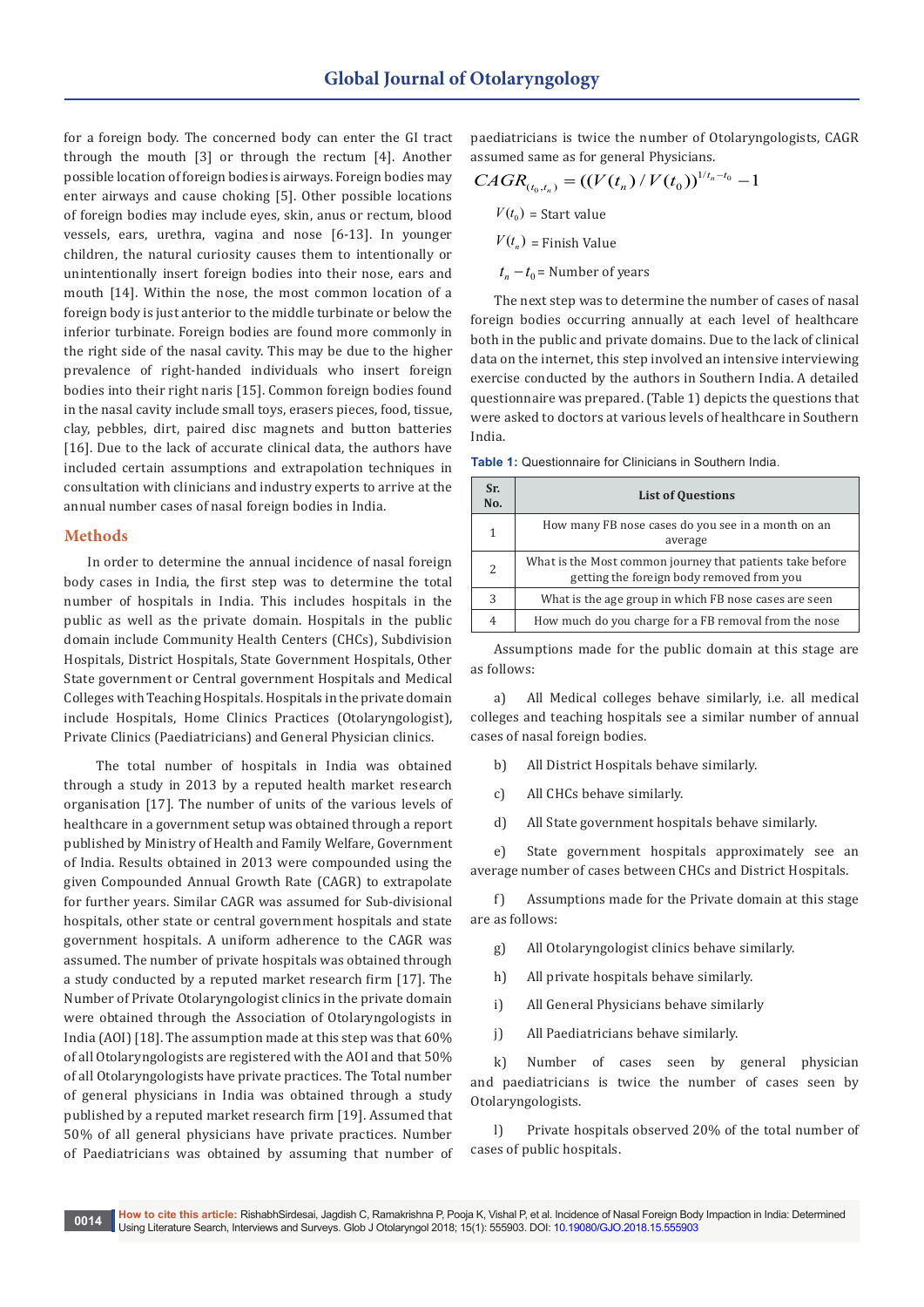for a foreign body. The concerned body can enter the GI tract through the mouth [3] or through the rectum [4]. Another possible location of foreign bodies is airways. Foreign bodies may enter airways and cause choking [5]. Other possible locations of foreign bodies may include eyes, skin, anus or rectum, blood vessels, ears, urethra, vagina and nose [6-13]. In younger children, the natural curiosity causes them to intentionally or unintentionally insert foreign bodies into their nose, ears and mouth [14]. Within the nose, the most common location of a foreign body is just anterior to the middle turbinate or below the inferior turbinate. Foreign bodies are found more commonly in the right side of the nasal cavity. This may be due to the higher prevalence of right-handed individuals who insert foreign bodies into their right naris [15]. Common foreign bodies found in the nasal cavity include small toys, erasers pieces, food, tissue, clay, pebbles, dirt, paired disc magnets and button batteries [16]. Due to the lack of accurate clinical data, the authors have included certain assumptions and extrapolation techniques in consultation with clinicians and industry experts to arrive at the annual number cases of nasal foreign bodies in India.

## Methods

In order to determine the annual incidence of nasal foreign body cases in India, the first step was to determine the total number of hospitals in India. This includes hospitals in the public as well as the private domain. Hospitals in the public domain include Community Health Centers (CHCs), Subdivision Hospitals, District Hospitals, State Government Hospitals, Other State government or Central government Hospitals and Medical Colleges with Teaching Hospitals. Hospitals in the private domain include Hospitals, Home Clinics Practices (Otolaryngologist), Private Clinics (Paediatricians) and General Physician clinics.

The total number of hospitals in India was obtained through a study in 2013 by a reputed health market research organisation [17]. The number of units of the various levels of healthcare in a government setup was obtained through a report published by Ministry of Health and Family Welfare, Government of India. Results obtained in 2013 were compounded using the given Compounded Annual Growth Rate (CAGR) to extrapolate for further years. Similar CAGR was assumed for Sub-divisional hospitals, other state or central government hospitals and state government hospitals. A uniform adherence to the CAGR was assumed. The number of private hospitals was obtained through a study conducted by a reputed market research firm [17]. The Number of Private Otolaryngologist clinics in the private domain were obtained through the Association of Otolaryngologists in India (AOI) [18]. The assumption made at this step was that 60% of all Otolaryngologists are registered with the AOI and that 50% of all Otolaryngologists have private practices. The Total number of general physicians in India was obtained through a study published by a reputed market research firm [19]. Assumed that 50% of all general physicians have private practices. Number of Paediatricians was obtained by assuming that number of paediatricians is twice the number of Otolaryngologists, CAGR assumed same as for general Physicians.

$$CAGR_{(t_0,t_n)} = ((V(t_n)/V(t_0))^{1/t_n - t_0} - 1$$

$V(t_0)$ = Start value

$V(t_n)$ = Finish Value

$t_n - t_0$ = Number of years

The next step was to determine the number of cases of nasal foreign bodies occurring annually at each level of healthcare both in the public and private domains. Due to the lack of clinical data on the internet, this step involved an intensive interviewing exercise conducted by the authors in Southern India. A detailed questionnaire was prepared. (Table 1) depicts the questions that were asked to doctors at various levels of healthcare in Southern India.

**Table 1:** Questionnaire for Clinicians in Southern India.

| Sr. No. | List of Questions |
|---|---|
| 1 | How many FB nose cases do you see in a month on an average |
| 2 | What is the Most common journey that patients take before getting the foreign body removed from you |
| 3 | What is the age group in which FB nose cases are seen |
| 4 | How much do you charge for a FB removal from the nose |

Assumptions made for the public domain at this stage are as follows:

a) All Medical colleges behave similarly, i.e. all medical colleges and teaching hospitals see a similar number of annual cases of nasal foreign bodies.

b) All District Hospitals behave similarly.

c) All CHCs behave similarly.

d) All State government hospitals behave similarly.

e) State government hospitals approximately see an average number of cases between CHCs and District Hospitals.

f) Assumptions made for the Private domain at this stage are as follows:

g) All Otolaryngologist clinics behave similarly.

h) All private hospitals behave similarly.

i) All General Physicians behave similarly

j) All Paediatricians behave similarly.

k) Number of cases seen by general physician and paediatricians is twice the number of cases seen by Otolaryngologists.

l) Private hospitals observed 20% of the total number of cases of public hospitals.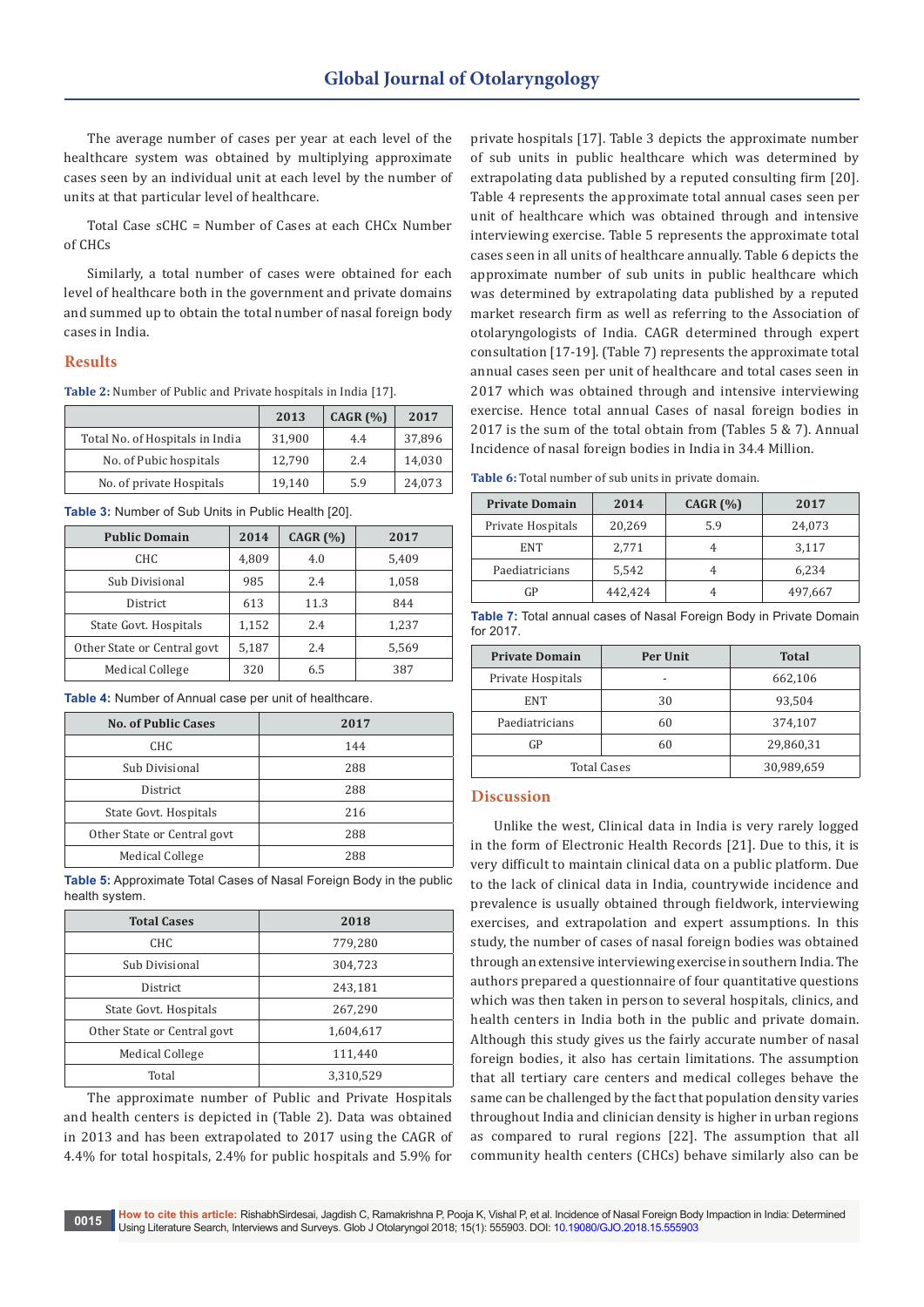The average number of cases per year at each level of the healthcare system was obtained by multiplying approximate cases seen by an individual unit at each level by the number of units at that particular level of healthcare.

Total Case sCHC = Number of Cases at each CHCx Number of CHCs

Similarly, a total number of cases were obtained for each level of healthcare both in the government and private domains and summed up to obtain the total number of nasal foreign body cases in India.

## Results

**Table 2:** Number of Public and Private hospitals in India [17].

| | 2013 | CAGR (%) | 2017 |
|---|---|---|---|
| Total No. of Hospitals in India | 31,900 | 4.4 | 37,896 |
| No. of Pubic hospitals | 12,790 | 2.4 | 14,030 |
| No. of private Hospitals | 19,140 | 5.9 | 24,073 |

**Table 3:** Number of Sub Units in Public Health [20].

| Public Domain | 2014 | CAGR (%) | 2017 |
|---|---|---|---|
| CHC | 4,809 | 4.0 | 5,409 |
| Sub Divisional | 985 | 2.4 | 1,058 |
| District | 613 | 11.3 | 844 |
| State Govt. Hospitals | 1,152 | 2.4 | 1,237 |
| Other State or Central govt | 5,187 | 2.4 | 5,569 |
| Medical College | 320 | 6.5 | 387 |

**Table 4:** Number of Annual case per unit of healthcare.

| No. of Public Cases | 2017 |
|---|---|
| CHC | 144 |
| Sub Divisional | 288 |
| District | 288 |
| State Govt. Hospitals | 216 |
| Other State or Central govt | 288 |
| Medical College | 288 |

**Table 5:** Approximate Total Cases of Nasal Foreign Body in the public health system.

| Total Cases | 2018 |
|---|---|
| CHC | 779,280 |
| Sub Divisional | 304,723 |
| District | 243,181 |
| State Govt. Hospitals | 267,290 |
| Other State or Central govt | 1,604,617 |
| Medical College | 111,440 |
| Total | 3,310,529 |

The approximate number of Public and Private Hospitals and health centers is depicted in (Table 2). Data was obtained in 2013 and has been extrapolated to 2017 using the CAGR of 4.4% for total hospitals, 2.4% for public hospitals and 5.9% for private hospitals [17]. Table 3 depicts the approximate number of sub units in public healthcare which was determined by extrapolating data published by a reputed consulting firm [20]. Table 4 represents the approximate total annual cases seen per unit of healthcare which was obtained through and intensive interviewing exercise. Table 5 represents the approximate total cases seen in all units of healthcare annually. Table 6 depicts the approximate number of sub units in public healthcare which was determined by extrapolating data published by a reputed market research firm as well as referring to the Association of otolaryngologists of India. CAGR determined through expert consultation [17-19]. (Table 7) represents the approximate total annual cases seen per unit of healthcare and total cases seen in 2017 which was obtained through and intensive interviewing exercise. Hence total annual Cases of nasal foreign bodies in 2017 is the sum of the total obtain from (Tables 5 & 7). Annual Incidence of nasal foreign bodies in India in 34.4 Million.

**Table 6:** Total number of sub units in private domain.

| Private Domain | 2014 | CAGR (%) | 2017 |
|---|---|---|---|
| Private Hospitals | 20,269 | 5.9 | 24,073 |
| ENT | 2,771 | 4 | 3,117 |
| Paediatricians | 5,542 | 4 | 6,234 |
| GP | 442,424 | 4 | 497,667 |

**Table 7:** Total annual cases of Nasal Foreign Body in Private Domain for 2017.

| Private Domain | Per Unit | Total |
|---|---|---|
| Private Hospitals | - | 662,106 |
| ENT | 30 | 93,504 |
| Paediatricians | 60 | 374,107 |
| GP | 60 | 29,860,31 |
| Total Cases | | 30,989,659 |

## Discussion

Unlike the west, Clinical data in India is very rarely logged in the form of Electronic Health Records [21]. Due to this, it is very difficult to maintain clinical data on a public platform. Due to the lack of clinical data in India, countrywide incidence and prevalence is usually obtained through fieldwork, interviewing exercises, and extrapolation and expert assumptions. In this study, the number of cases of nasal foreign bodies was obtained through an extensive interviewing exercise in southern India. The authors prepared a questionnaire of four quantitative questions which was then taken in person to several hospitals, clinics, and health centers in India both in the public and private domain. Although this study gives us the fairly accurate number of nasal foreign bodies, it also has certain limitations. The assumption that all tertiary care centers and medical colleges behave the same can be challenged by the fact that population density varies throughout India and clinician density is higher in urban regions as compared to rural regions [22]. The assumption that all community health centers (CHCs) behave similarly also can be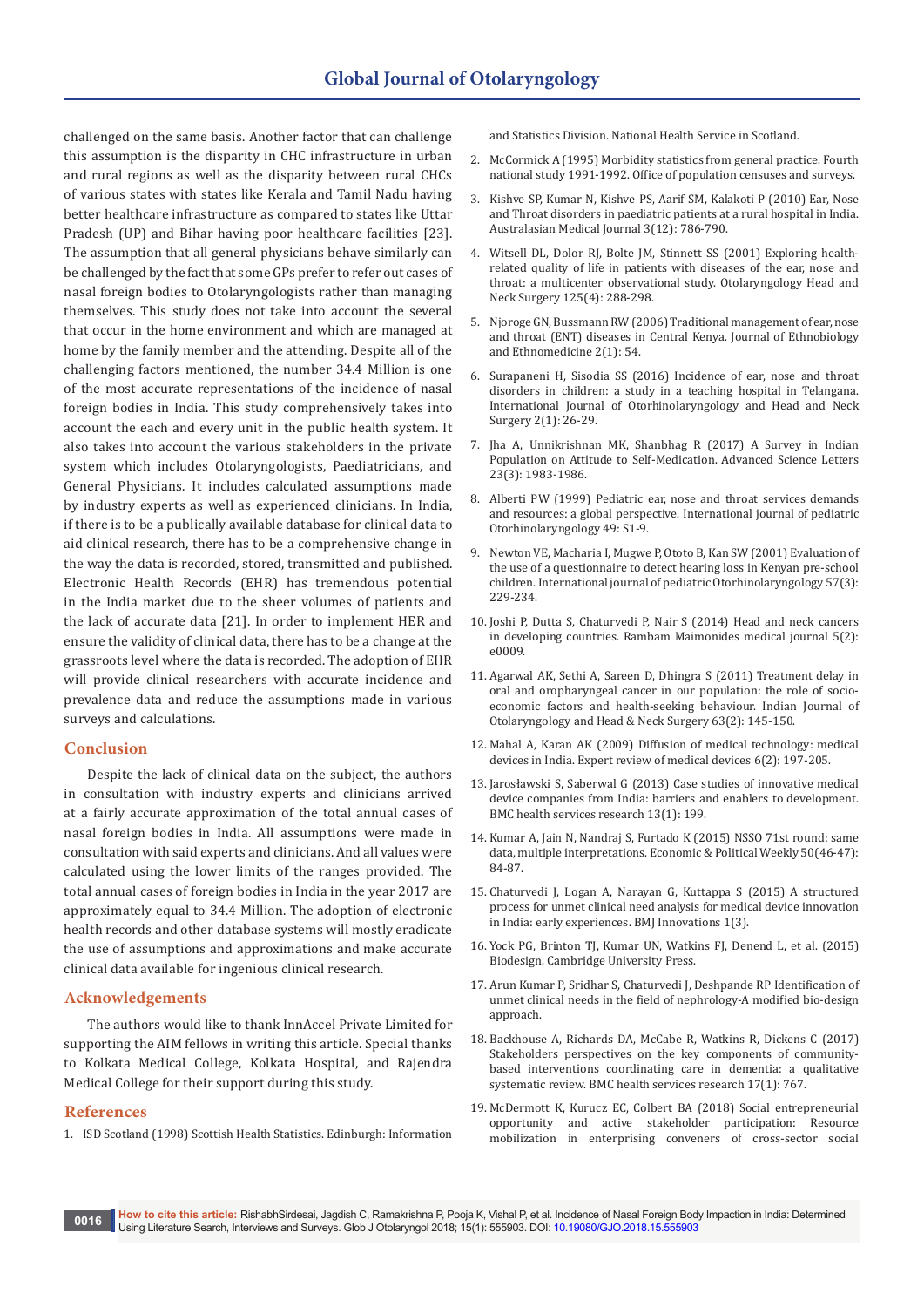challenged on the same basis. Another factor that can challenge this assumption is the disparity in CHC infrastructure in urban and rural regions as well as the disparity between rural CHCs of various states with states like Kerala and Tamil Nadu having better healthcare infrastructure as compared to states like Uttar Pradesh (UP) and Bihar having poor healthcare facilities [23]. The assumption that all general physicians behave similarly can be challenged by the fact that some GPs prefer to refer out cases of nasal foreign bodies to Otolaryngologists rather than managing themselves. This study does not take into account the several that occur in the home environment and which are managed at home by the family member and the attending. Despite all of the challenging factors mentioned, the number 34.4 Million is one of the most accurate representations of the incidence of nasal foreign bodies in India. This study comprehensively takes into account the each and every unit in the public health system. It also takes into account the various stakeholders in the private system which includes Otolaryngologists, Paediatricians, and General Physicians. It includes calculated assumptions made by industry experts as well as experienced clinicians. In India, if there is to be a publically available database for clinical data to aid clinical research, there has to be a comprehensive change in the way the data is recorded, stored, transmitted and published. Electronic Health Records (EHR) has tremendous potential in the India market due to the sheer volumes of patients and the lack of accurate data [21]. In order to implement HER and ensure the validity of clinical data, there has to be a change at the grassroots level where the data is recorded. The adoption of EHR will provide clinical researchers with accurate incidence and prevalence data and reduce the assumptions made in various surveys and calculations.

## Conclusion

Despite the lack of clinical data on the subject, the authors in consultation with industry experts and clinicians arrived at a fairly accurate approximation of the total annual cases of nasal foreign bodies in India. All assumptions were made in consultation with said experts and clinicians. And all values were calculated using the lower limits of the ranges provided. The total annual cases of foreign bodies in India in the year 2017 are approximately equal to 34.4 Million. The adoption of electronic health records and other database systems will mostly eradicate the use of assumptions and approximations and make accurate clinical data available for ingenious clinical research.

## Acknowledgements

The authors would like to thank InnAccel Private Limited for supporting the AIM fellows in writing this article. Special thanks to Kolkata Medical College, Kolkata Hospital, and Rajendra Medical College for their support during this study.

## References

1. ISD Scotland (1998) Scottish Health Statistics. Edinburgh: Information and Statistics Division. National Health Service in Scotland.
2. McCormick A (1995) Morbidity statistics from general practice. Fourth national study 1991-1992. Office of population censuses and surveys.
3. Kishve SP, Kumar N, Kishve PS, Aarif SM, Kalakoti P (2010) Ear, Nose and Throat disorders in paediatric patients at a rural hospital in India. Australasian Medical Journal 3(12): 786-790.
4. Witsell DL, Dolor RJ, Bolte JM, Stinnett SS (2001) Exploring health-related quality of life in patients with diseases of the ear, nose and throat: a multicenter observational study. Otolaryngology Head and Neck Surgery 125(4): 288-298.
5. Njoroge GN, Bussmann RW (2006) Traditional management of ear, nose and throat (ENT) diseases in Central Kenya. Journal of Ethnobiology and Ethnomedicine 2(1): 54.
6. Surapaneni H, Sisodia SS (2016) Incidence of ear, nose and throat disorders in children: a study in a teaching hospital in Telangana. International Journal of Otorhinolaryngology and Head and Neck Surgery 2(1): 26-29.
7. Jha A, Unnikrishnan MK, Shanbhag R (2017) A Survey in Indian Population on Attitude to Self-Medication. Advanced Science Letters 23(3): 1983-1986.
8. Alberti PW (1999) Pediatric ear, nose and throat services demands and resources: a global perspective. International journal of pediatric Otorhinolaryngology 49: S1-9.
9. Newton VE, Macharia I, Mugwe P, Ototo B, Kan SW (2001) Evaluation of the use of a questionnaire to detect hearing loss in Kenyan pre-school children. International journal of pediatric Otorhinolaryngology 57(3): 229-234.
10. Joshi P, Dutta S, Chaturvedi P, Nair S (2014) Head and neck cancers in developing countries. Rambam Maimonides medical journal 5(2): e0009.
11. Agarwal AK, Sethi A, Sareen D, Dhingra S (2011) Treatment delay in oral and oropharyngeal cancer in our population: the role of socio-economic factors and health-seeking behaviour. Indian Journal of Otolaryngology and Head & Neck Surgery 63(2): 145-150.
12. Mahal A, Karan AK (2009) Diffusion of medical technology: medical devices in India. Expert review of medical devices 6(2): 197-205.
13. Jarosławski S, Saberwal G (2013) Case studies of innovative medical device companies from India: barriers and enablers to development. BMC health services research 13(1): 199.
14. Kumar A, Jain N, Nandraj S, Furtado K (2015) NSSO 71st round: same data, multiple interpretations. Economic & Political Weekly 50(46-47): 84-87.
15. Chaturvedi J, Logan A, Narayan G, Kuttappa S (2015) A structured process for unmet clinical need analysis for medical device innovation in India: early experiences. BMJ Innovations 1(3).
16. Yock PG, Brinton TJ, Kumar UN, Watkins FJ, Denend L, et al. (2015) Biodesign. Cambridge University Press.
17. Arun Kumar P, Sridhar S, Chaturvedi J, Deshpande RP Identification of unmet clinical needs in the field of nephrology-A modified bio-design approach.
18. Backhouse A, Richards DA, McCabe R, Watkins R, Dickens C (2017) Stakeholders perspectives on the key components of community-based interventions coordinating care in dementia: a qualitative systematic review. BMC health services research 17(1): 767.
19. McDermott K, Kurucz EC, Colbert BA (2018) Social entrepreneurial opportunity and active stakeholder participation: Resource mobilization in enterprising conveners of cross-sector social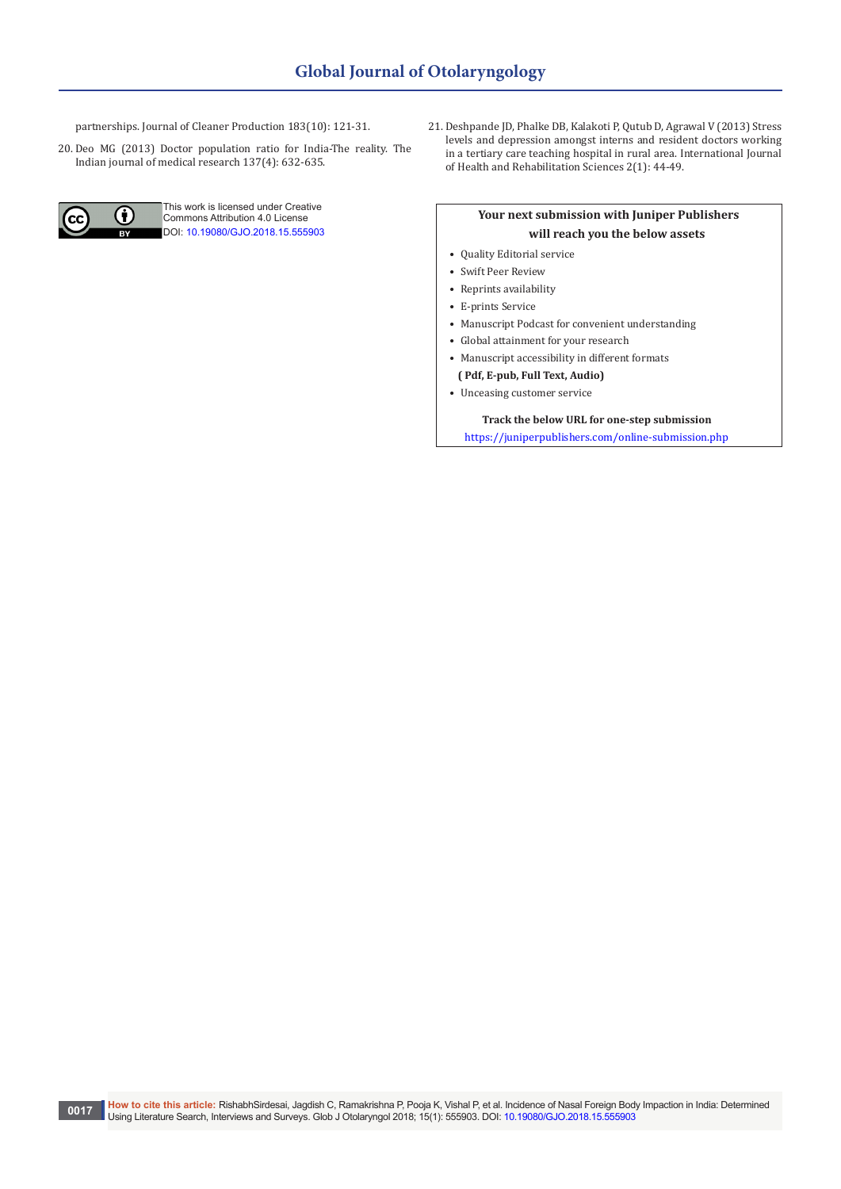partnerships. Journal of Cleaner Production 183(10): 121-31.

20. Deo MG (2013) Doctor population ratio for India-The reality. The Indian journal of medical research 137(4): 632-635.

21. Deshpande JD, Phalke DB, Kalakoti P, Qutub D, Agrawal V (2013) Stress levels and depression amongst interns and resident doctors working in a tertiary care teaching hospital in rural area. International Journal of Health and Rehabilitation Sciences 2(1): 44-49.

This work is licensed under Creative Commons Attribution 4.0 License
DOI: 10.19080/GJO.2018.15.555903

**Your next submission with Juniper Publishers will reach you the below assets**

- Quality Editorial service
- Swift Peer Review
- Reprints availability
- E-prints Service
- Manuscript Podcast for convenient understanding
- Global attainment for your research
- Manuscript accessibility in different formats

**( Pdf, E-pub, Full Text, Audio)**

- Unceasing customer service

**Track the below URL for one-step submission**

https://juniperpublishers.com/online-submission.php

**How to cite this article:** RishabhSirdesai, Jagdish C, Ramakrishna P, Pooja K, Vishal P, et al. Incidence of Nasal Foreign Body Impaction in India: Determined Using Literature Search, Interviews and Surveys. Glob J Otolaryngol 2018; 15(1): 555903. DOI: 10.19080/GJO.2018.15.555903